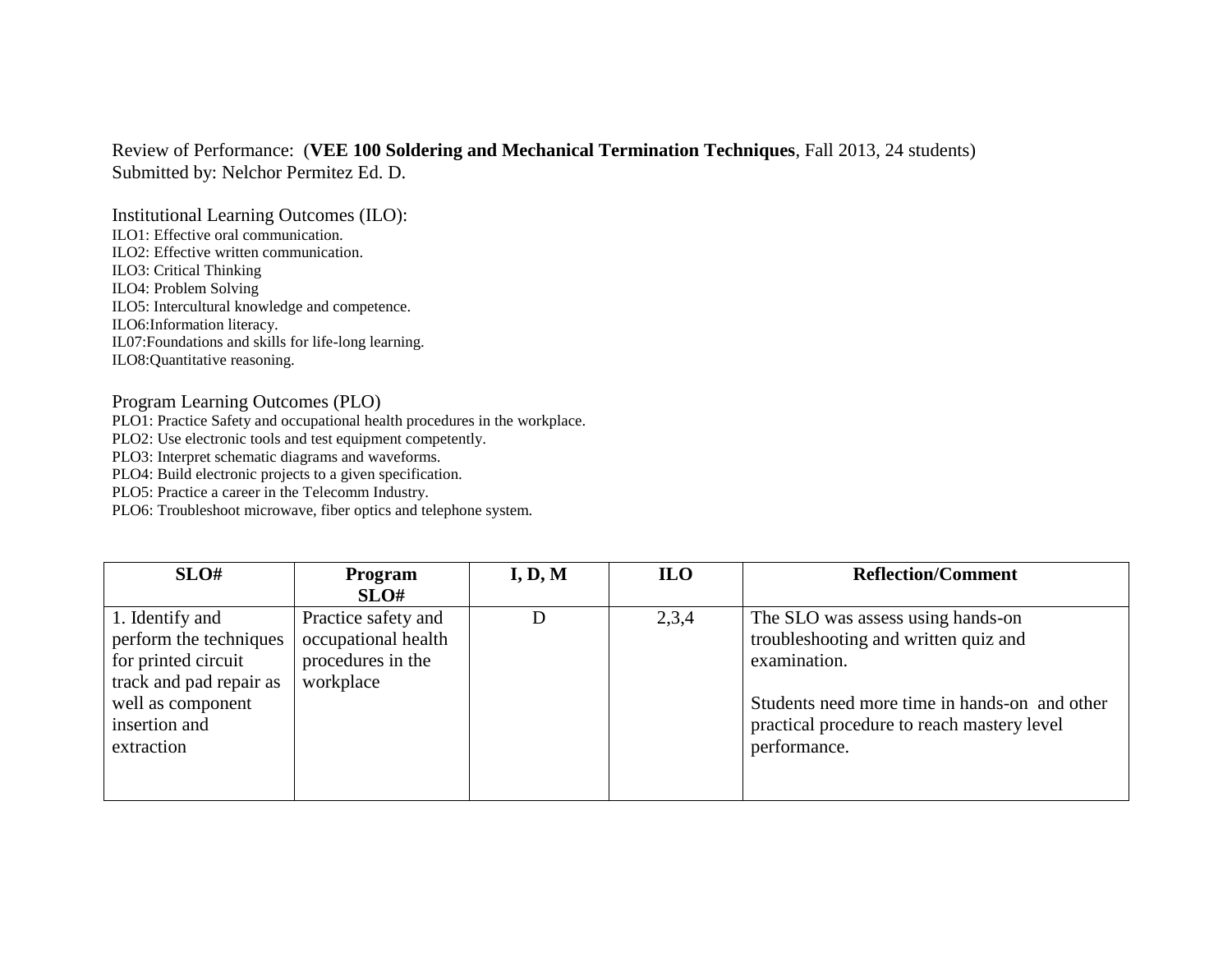Review of Performance: (**VEE 100 Soldering and Mechanical Termination Techniques**, Fall 2013, 24 students)
Submitted by: Nelchor Permitez Ed. D.

Institutional Learning Outcomes (ILO):

ILO1: Effective oral communication.
ILO2: Effective written communication.
ILO3: Critical Thinking
ILO4: Problem Solving
ILO5: Intercultural knowledge and competence.
ILO6:Information literacy.
IL07:Foundations and skills for life-long learning.
ILO8:Quantitative reasoning.

Program Learning Outcomes (PLO)

PLO1: Practice Safety and occupational health procedures in the workplace.
PLO2: Use electronic tools and test equipment competently.
PLO3: Interpret schematic diagrams and waveforms.
PLO4: Build electronic projects to a given specification.
PLO5: Practice a career in the Telecomm Industry.
PLO6: Troubleshoot microwave, fiber optics and telephone system.

| SLO# | Program SLO# | I, D, M | ILO | Reflection/Comment |
|---|---|---|---|---|
| 1. Identify and perform the techniques for printed circuit track and pad repair as well as component insertion and extraction | Practice safety and occupational health procedures in the workplace | D | 2,3,4 | The SLO was assess using hands-on troubleshooting and written quiz and examination.<br><br>Students need more time in hands-on and other practical procedure to reach mastery level performance. |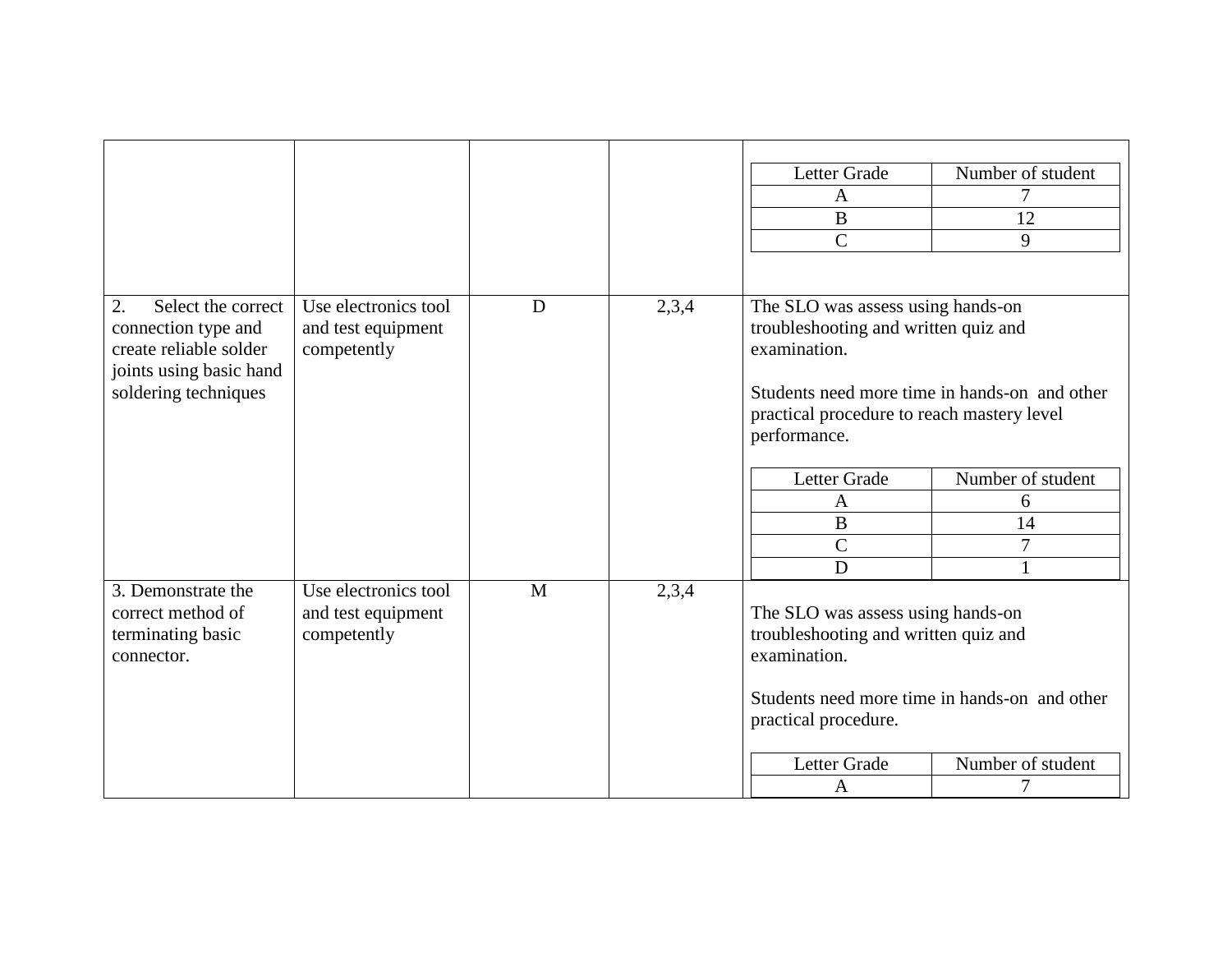| | | | | |
|---|---|---|---|---|
| | | | | Letter Grade: A – 7; B – 12; C – 9 |
| 2. Select the correct connection type and create reliable solder joints using basic hand soldering techniques | Use electronics tool and test equipment competently | D | 2,3,4 | The SLO was assess using hands-on troubleshooting and written quiz and examination.<br><br>Students need more time in hands-on and other practical procedure to reach mastery level performance.<br><br>Letter Grade: A – 6; B – 14; C – 7; D – 1 |
| 3. Demonstrate the correct method of terminating basic connector. | Use electronics tool and test equipment competently | M | 2,3,4 | The SLO was assess using hands-on troubleshooting and written quiz and examination.<br><br>Students need more time in hands-on and other practical procedure.<br><br>Letter Grade: A – 7 |

Nested grade table (first row):

| Letter Grade | Number of student |
|---|---|
| A | 7 |
| B | 12 |
| C | 9 |

Nested grade table (SLO 2):

| Letter Grade | Number of student |
|---|---|
| A | 6 |
| B | 14 |
| C | 7 |
| D | 1 |

Nested grade table (SLO 3):

| Letter Grade | Number of student |
|---|---|
| A | 7 |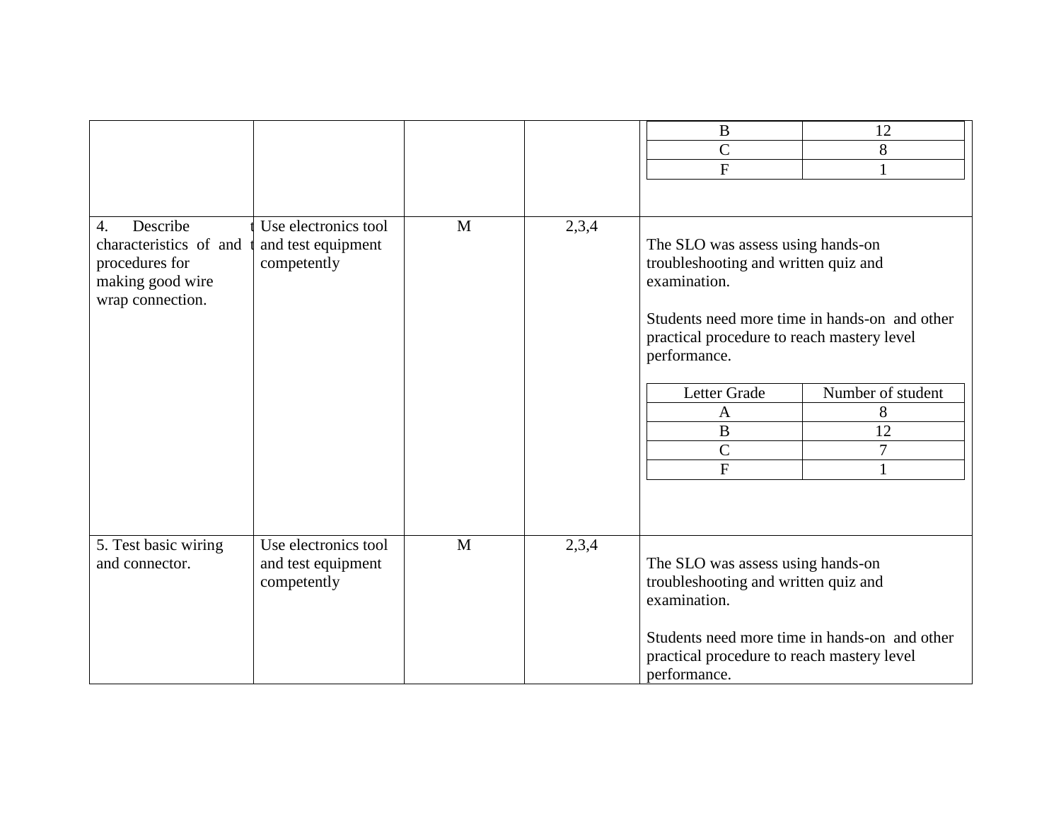| | | | | |
|---|---|---|---|---|
| | | | | <table><tr><td>B</td><td>12</td></tr><tr><td>C</td><td>8</td></tr><tr><td>F</td><td>1</td></tr></table> |
| 4. Describe t characteristics of and t procedures for making good wire wrap connection. | Use electronics tool and test equipment competently | M | 2,3,4 | The SLO was assess using hands-on troubleshooting and written quiz and examination.<br><br>Students need more time in hands-on and other practical procedure to reach mastery level performance.<br><br><table><tr><th>Letter Grade</th><th>Number of student</th></tr><tr><td>A</td><td>8</td></tr><tr><td>B</td><td>12</td></tr><tr><td>C</td><td>7</td></tr><tr><td>F</td><td>1</td></tr></table> |
| 5. Test basic wiring and connector. | Use electronics tool and test equipment competently | M | 2,3,4 | The SLO was assess using hands-on troubleshooting and written quiz and examination.<br><br>Students need more time in hands-on and other practical procedure to reach mastery level performance. |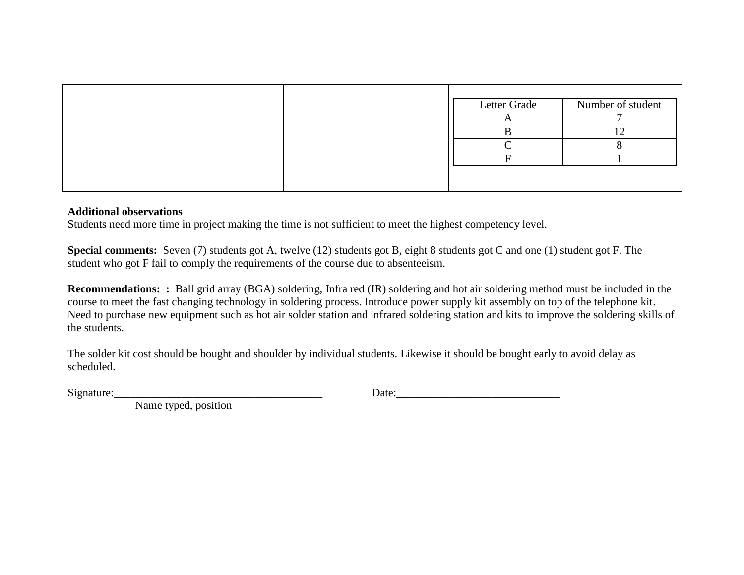| | | | | |
|---|---|---|---|---|
| | | | | Letter Grade / Number of student: A 7; B 12; C 8; F 1 |

| Letter Grade | Number of student |
|---|---|
| A | 7 |
| B | 12 |
| C | 8 |
| F | 1 |

**Additional observations**
Students need more time in project making the time is not sufficient to meet the highest competency level.

**Special comments:** Seven (7) students got A, twelve (12) students got B, eight 8 students got C and one (1) student got F. The student who got F fail to comply the requirements of the course due to absenteeism.

**Recommendations: :** Ball grid array (BGA) soldering, Infra red (IR) soldering and hot air soldering method must be included in the course to meet the fast changing technology in soldering process. Introduce power supply kit assembly on top of the telephone kit. Need to purchase new equipment such as hot air solder station and infrared soldering station and kits to improve the soldering skills of the students.

The solder kit cost should be bought and shoulder by individual students. Likewise it should be bought early to avoid delay as scheduled.

Signature:_____________________________________ Date:_____________________________

Name typed, position